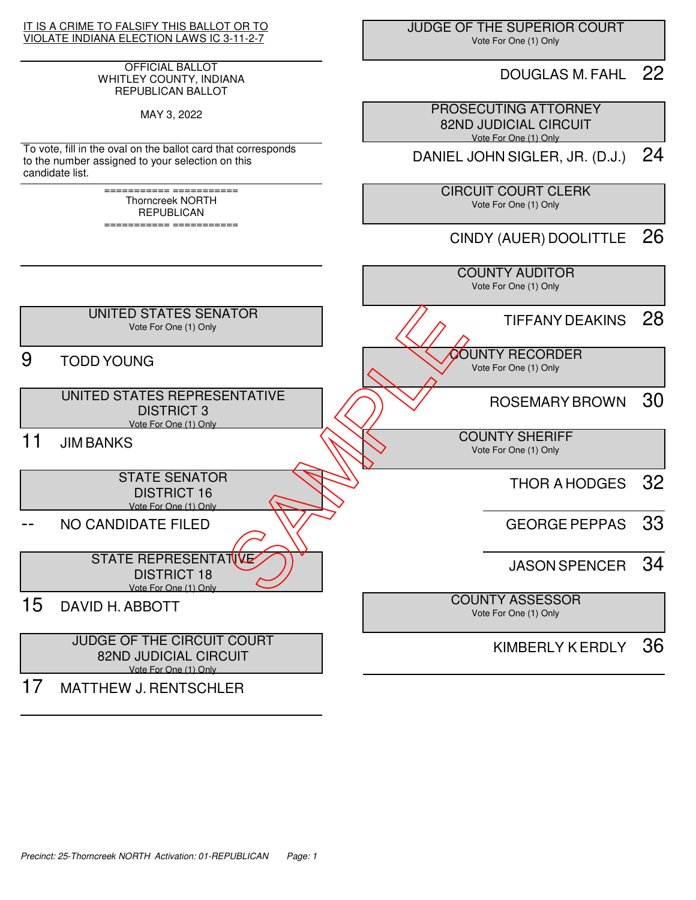IT IS A CRIME TO FALSIFY THIS BALLOT OR TO VIOLATE INDIANA ELECTION LAWS IC 3-11-2-7

OFFICIAL BALLOT
WHITLEY COUNTY, INDIANA
REPUBLICAN BALLOT

MAY 3, 2022

To vote, fill in the oval on the ballot card that corresponds to the number assigned to your selection on this candidate list.

=========== ===========
Thorncreek NORTH
REPUBLICAN
=========== ===========

SAMPLE

**UNITED STATES SENATOR**
Vote For One (1) Only

9 TODD YOUNG

**UNITED STATES REPRESENTATIVE DISTRICT 3**
Vote For One (1) Only

11 JIM BANKS

**STATE SENATOR DISTRICT 16**
Vote For One (1) Only

-- NO CANDIDATE FILED

**STATE REPRESENTATIVE DISTRICT 18**
Vote For One (1) Only

15 DAVID H. ABBOTT

**JUDGE OF THE CIRCUIT COURT 82ND JUDICIAL CIRCUIT**
Vote For One (1) Only

17 MATTHEW J. RENTSCHLER

**JUDGE OF THE SUPERIOR COURT**
Vote For One (1) Only

DOUGLAS M. FAHL 22

**PROSECUTING ATTORNEY 82ND JUDICIAL CIRCUIT**
Vote For One (1) Only

DANIEL JOHN SIGLER, JR. (D.J.) 24

**CIRCUIT COURT CLERK**
Vote For One (1) Only

CINDY (AUER) DOOLITTLE 26

**COUNTY AUDITOR**
Vote For One (1) Only

TIFFANY DEAKINS 28

**COUNTY RECORDER**
Vote For One (1) Only

ROSEMARY BROWN 30

**COUNTY SHERIFF**
Vote For One (1) Only

THOR A HODGES 32

GEORGE PEPPAS 33

JASON SPENCER 34

**COUNTY ASSESSOR**
Vote For One (1) Only

KIMBERLY K ERDLY 36

*Precinct: 25-Thorncreek NORTH Activation: 01-REPUBLICAN*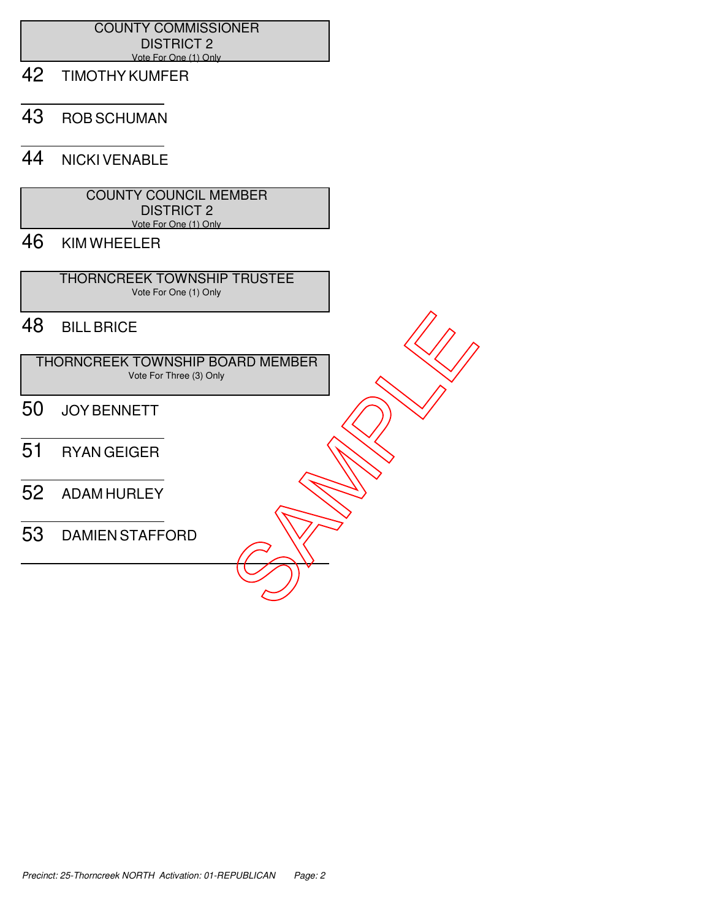## COUNTY COMMISSIONER DISTRICT 2

Vote For One (1) Only

42 TIMOTHY KUMFER

43 ROB SCHUMAN

44 NICKI VENABLE

## COUNTY COUNCIL MEMBER DISTRICT 2

Vote For One (1) Only

46 KIM WHEELER

## THORNCREEK TOWNSHIP TRUSTEE

Vote For One (1) Only

48 BILL BRICE

## THORNCREEK TOWNSHIP BOARD MEMBER

Vote For Three (3) Only

50 JOY BENNETT

51 RYAN GEIGER

52 ADAM HURLEY

53 DAMIEN STAFFORD

SAMPLE

*Precinct: 25-Thorncreek NORTH Activation: 01-REPUBLICAN*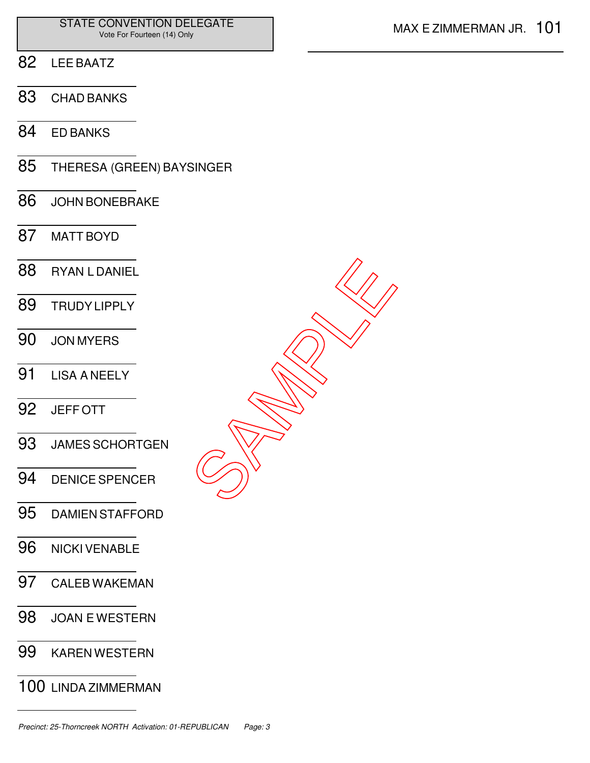## STATE CONVENTION DELEGATE
Vote For Fourteen (14) Only

82 LEE BAATZ

83 CHAD BANKS

84 ED BANKS

85 THERESA (GREEN) BAYSINGER

86 JOHN BONEBRAKE

87 MATT BOYD

88 RYAN L DANIEL

89 TRUDY LIPPLY

90 JON MYERS

91 LISA A NEELY

92 JEFF OTT

93 JAMES SCHORTGEN

94 DENICE SPENCER

95 DAMIEN STAFFORD

96 NICKI VENABLE

97 CALEB WAKEMAN

98 JOAN E WESTERN

99 KAREN WESTERN

100 LINDA ZIMMERMAN

101 MAX E ZIMMERMAN JR.

SAMPLE

*Precinct: 25-Thorncreek NORTH Activation: 01-REPUBLICAN*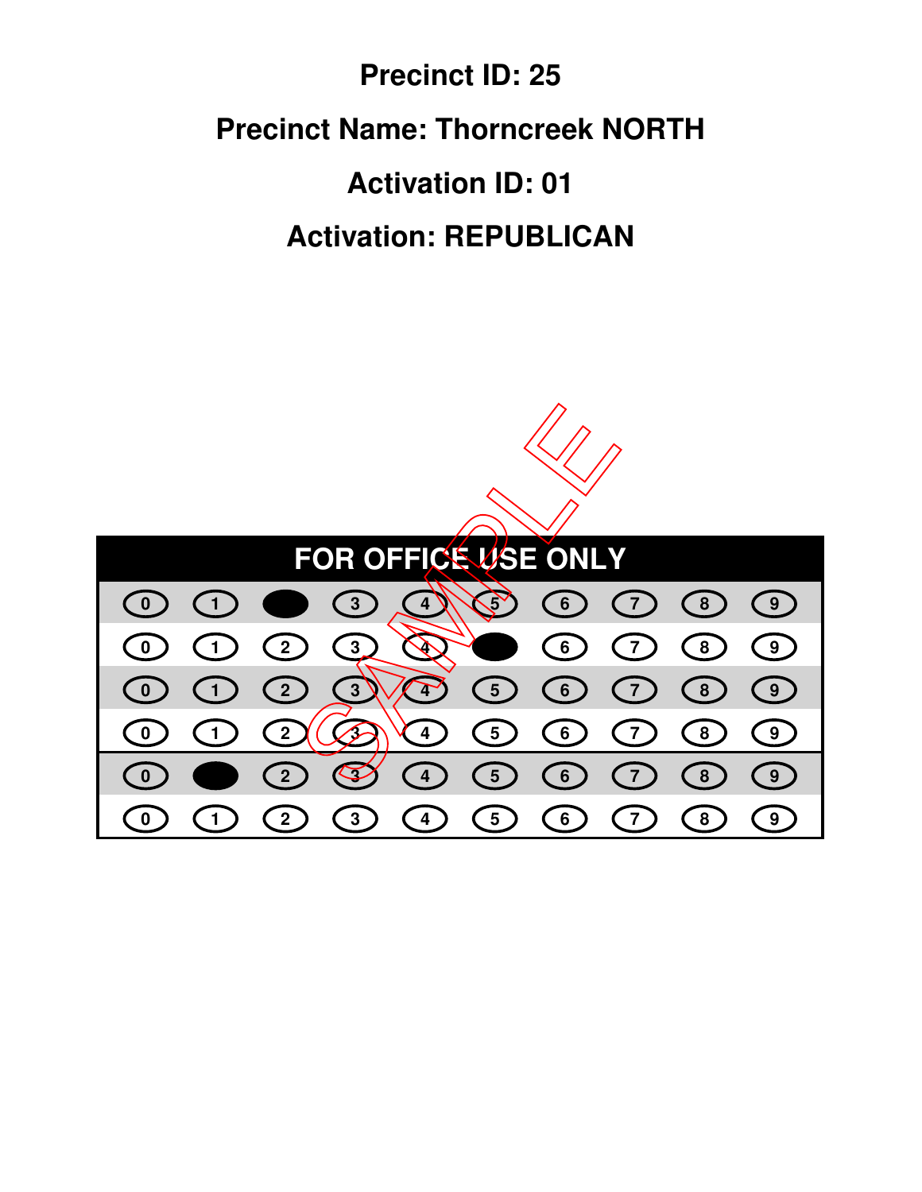**Precinct ID: 25**

**Precinct Name: Thorncreek NORTH**

**Activation ID: 01**

**Activation: REPUBLICAN**

SAMPLE

| FOR OFFICE USE ONLY | | | | | | | | | |
|---|---|---|---|---|---|---|---|---|---|
| 0 | 1 | ● | 3 | 4 | 5 | 6 | 7 | 8 | 9 |
| 0 | 1 | 2 | 3 | 4 | ● | 6 | 7 | 8 | 9 |
| 0 | 1 | 2 | 3 | 4 | 5 | 6 | 7 | 8 | 9 |
| 0 | 1 | 2 | 3 | 4 | 5 | 6 | 7 | 8 | 9 |
| 0 | ● | 2 | 3 | 4 | 5 | 6 | 7 | 8 | 9 |
| 0 | 1 | 2 | 3 | 4 | 5 | 6 | 7 | 8 | 9 |